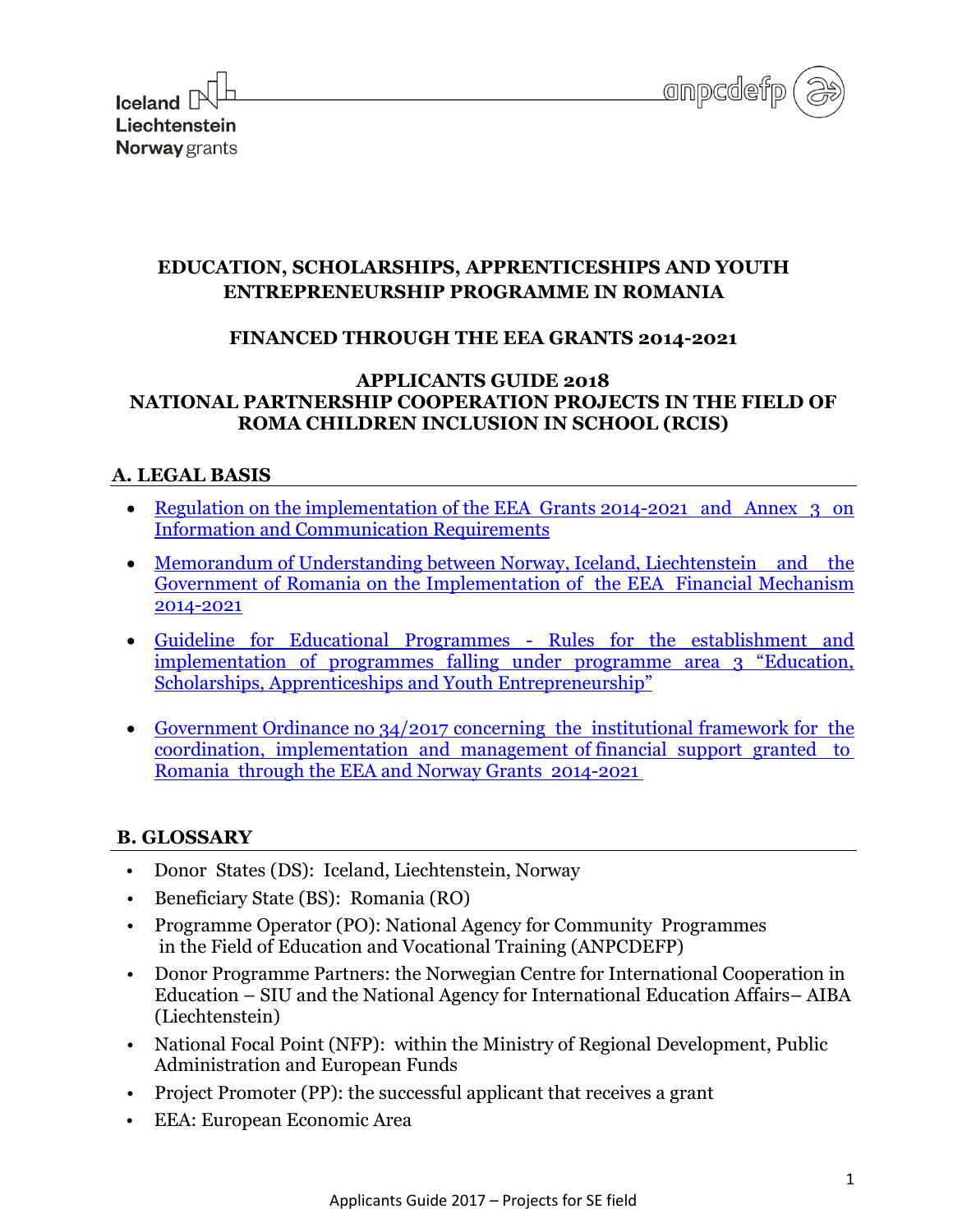# EDUCATION, SCHOLARSHIPS, APPRENTICESHIPS AND YOUTH ENTREPRENEURSHIP PROGRAMME IN ROMANIA

## FINANCED THROUGH THE EEA GRANTS 2014-2021

## APPLICANTS GUIDE 2018
## NATIONAL PARTNERSHIP COOPERATION PROJECTS IN THE FIELD OF ROMA CHILDREN INCLUSION IN SCHOOL (RCIS)

## A. LEGAL BASIS

- Regulation on the implementation of the EEA Grants 2014-2021 and Annex 3 on Information and Communication Requirements
- Memorandum of Understanding between Norway, Iceland, Liechtenstein and the Government of Romania on the Implementation of the EEA Financial Mechanism 2014-2021
- Guideline for Educational Programmes - Rules for the establishment and implementation of programmes falling under programme area 3 "Education, Scholarships, Apprenticeships and Youth Entrepreneurship"
- Government Ordinance no 34/2017 concerning the institutional framework for the coordination, implementation and management of financial support granted to Romania through the EEA and Norway Grants 2014-2021

## B. GLOSSARY

- Donor States (DS): Iceland, Liechtenstein, Norway
- Beneficiary State (BS): Romania (RO)
- Programme Operator (PO): National Agency for Community Programmes in the Field of Education and Vocational Training (ANPCDEFP)
- Donor Programme Partners: the Norwegian Centre for International Cooperation in Education – SIU and the National Agency for International Education Affairs– AIBA (Liechtenstein)
- National Focal Point (NFP): within the Ministry of Regional Development, Public Administration and European Funds
- Project Promoter (PP): the successful applicant that receives a grant
- EEA: European Economic Area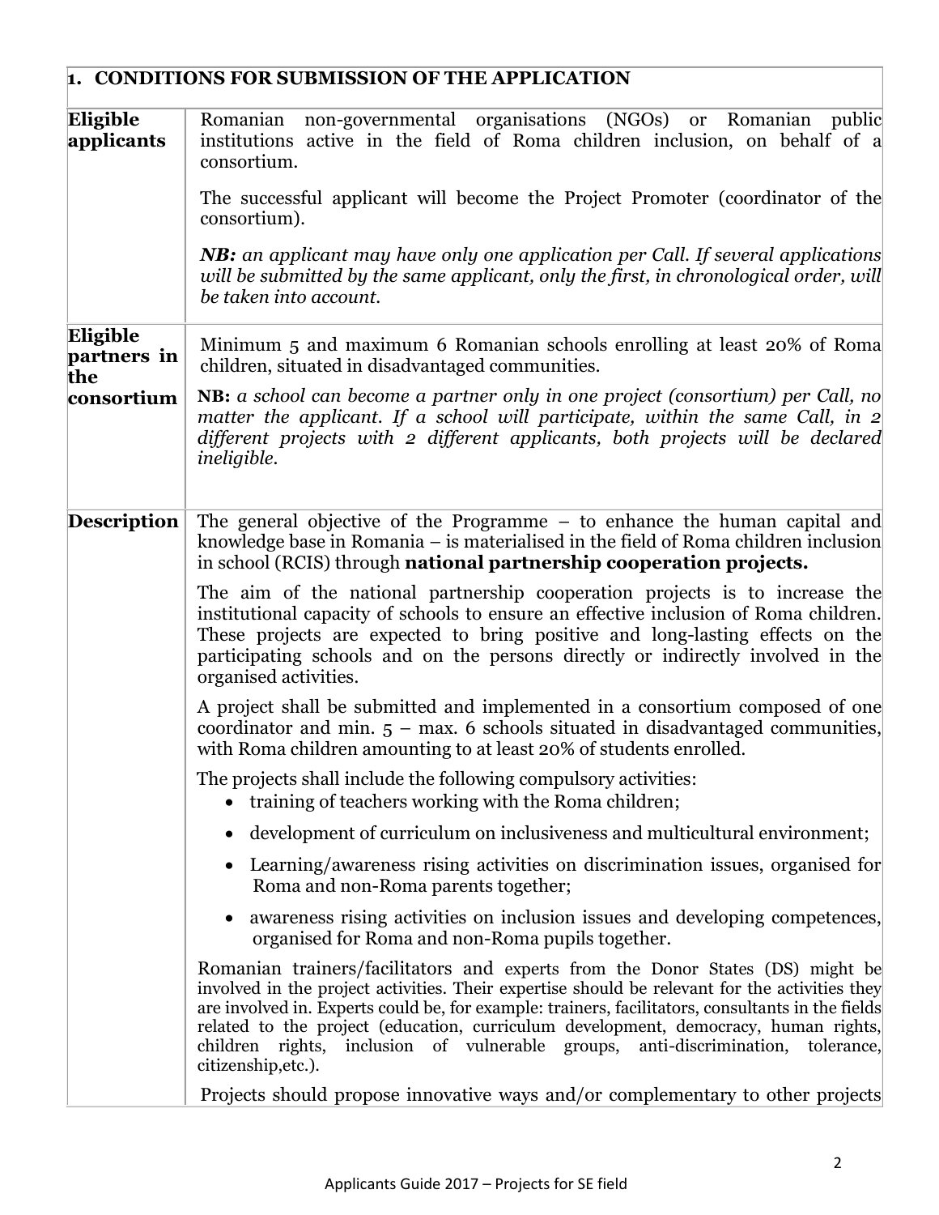| **1. CONDITIONS FOR SUBMISSION OF THE APPLICATION** | |
|---|---|
| **Eligible applicants** | Romanian non-governmental organisations (NGOs) or Romanian public institutions active in the field of Roma children inclusion, on behalf of a consortium.<br><br>The successful applicant will become the Project Promoter (coordinator of the consortium).<br><br>***NB:*** *an applicant may have only one application per Call. If several applications will be submitted by the same applicant, only the first, in chronological order, will be taken into account.* |
| **Eligible partners in the consortium** | Minimum 5 and maximum 6 Romanian schools enrolling at least 20% of Roma children, situated in disadvantaged communities.<br><br>**NB:** *a school can become a partner only in one project (consortium) per Call, no matter the applicant. If a school will participate, within the same Call, in 2 different projects with 2 different applicants, both projects will be declared ineligible.* |
| **Description** | The general objective of the Programme – to enhance the human capital and knowledge base in Romania – is materialised in the field of Roma children inclusion in school (RCIS) through **national partnership cooperation projects.**<br><br>The aim of the national partnership cooperation projects is to increase the institutional capacity of schools to ensure an effective inclusion of Roma children. These projects are expected to bring positive and long-lasting effects on the participating schools and on the persons directly or indirectly involved in the organised activities.<br><br>A project shall be submitted and implemented in a consortium composed of one coordinator and min. 5 – max. 6 schools situated in disadvantaged communities, with Roma children amounting to at least 20% of students enrolled.<br><br>The projects shall include the following compulsory activities:<br>• training of teachers working with the Roma children;<br>• development of curriculum on inclusiveness and multicultural environment;<br>• Learning/awareness rising activities on discrimination issues, organised for Roma and non-Roma parents together;<br>• awareness rising activities on inclusion issues and developing competences, organised for Roma and non-Roma pupils together.<br><br>Romanian trainers/facilitators and experts from the Donor States (DS) might be involved in the project activities. Their expertise should be relevant for the activities they are involved in. Experts could be, for example: trainers, facilitators, consultants in the fields related to the project (education, curriculum development, democracy, human rights, children rights, inclusion of vulnerable groups, anti-discrimination, tolerance, citizenship,etc.).<br><br>Projects should propose innovative ways and/or complementary to other projects |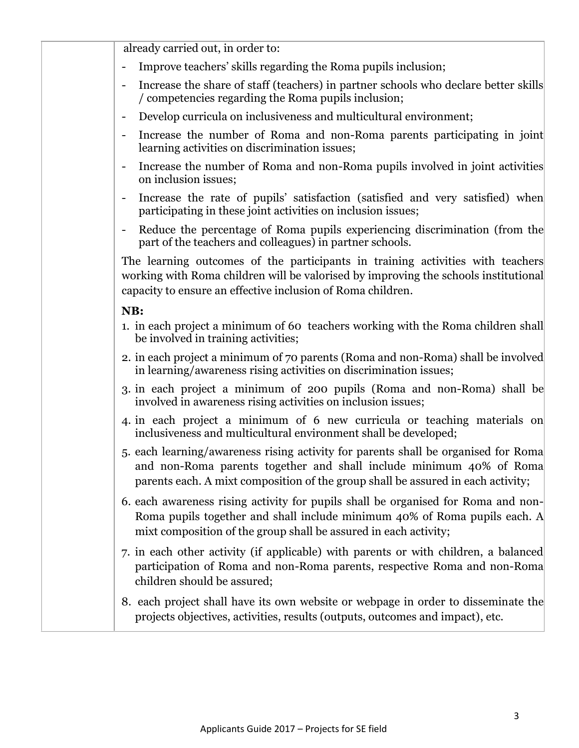| | already carried out, in order to:<br>- Improve teachers' skills regarding the Roma pupils inclusion;<br>- Increase the share of staff (teachers) in partner schools who declare better skills / competencies regarding the Roma pupils inclusion;<br>- Develop curricula on inclusiveness and multicultural environment;<br>- Increase the number of Roma and non-Roma parents participating in joint learning activities on discrimination issues;<br>- Increase the number of Roma and non-Roma pupils involved in joint activities on inclusion issues;<br>- Increase the rate of pupils' satisfaction (satisfied and very satisfied) when participating in these joint activities on inclusion issues;<br>- Reduce the percentage of Roma pupils experiencing discrimination (from the part of the teachers and colleagues) in partner schools.<br><br>The learning outcomes of the participants in training activities with teachers working with Roma children will be valorised by improving the schools institutional capacity to ensure an effective inclusion of Roma children.<br><br>**NB:**<br>1. in each project a minimum of 60 teachers working with the Roma children shall be involved in training activities;<br>2. in each project a minimum of 70 parents (Roma and non-Roma) shall be involved in learning/awareness rising activities on discrimination issues;<br>3. in each project a minimum of 200 pupils (Roma and non-Roma) shall be involved in awareness rising activities on inclusion issues;<br>4. in each project a minimum of 6 new curricula or teaching materials on inclusiveness and multicultural environment shall be developed;<br>5. each learning/awareness rising activity for parents shall be organised for Roma and non-Roma parents together and shall include minimum 40% of Roma parents each. A mixt composition of the group shall be assured in each activity;<br>6. each awareness rising activity for pupils shall be organised for Roma and non-Roma pupils together and shall include minimum 40% of Roma pupils each. A mixt composition of the group shall be assured in each activity;<br>7. in each other activity (if applicable) with parents or with children, a balanced participation of Roma and non-Roma parents, respective Roma and non-Roma children should be assured;<br>8. each project shall have its own website or webpage in order to disseminate the projects objectives, activities, results (outputs, outcomes and impact), etc. |
|---|---|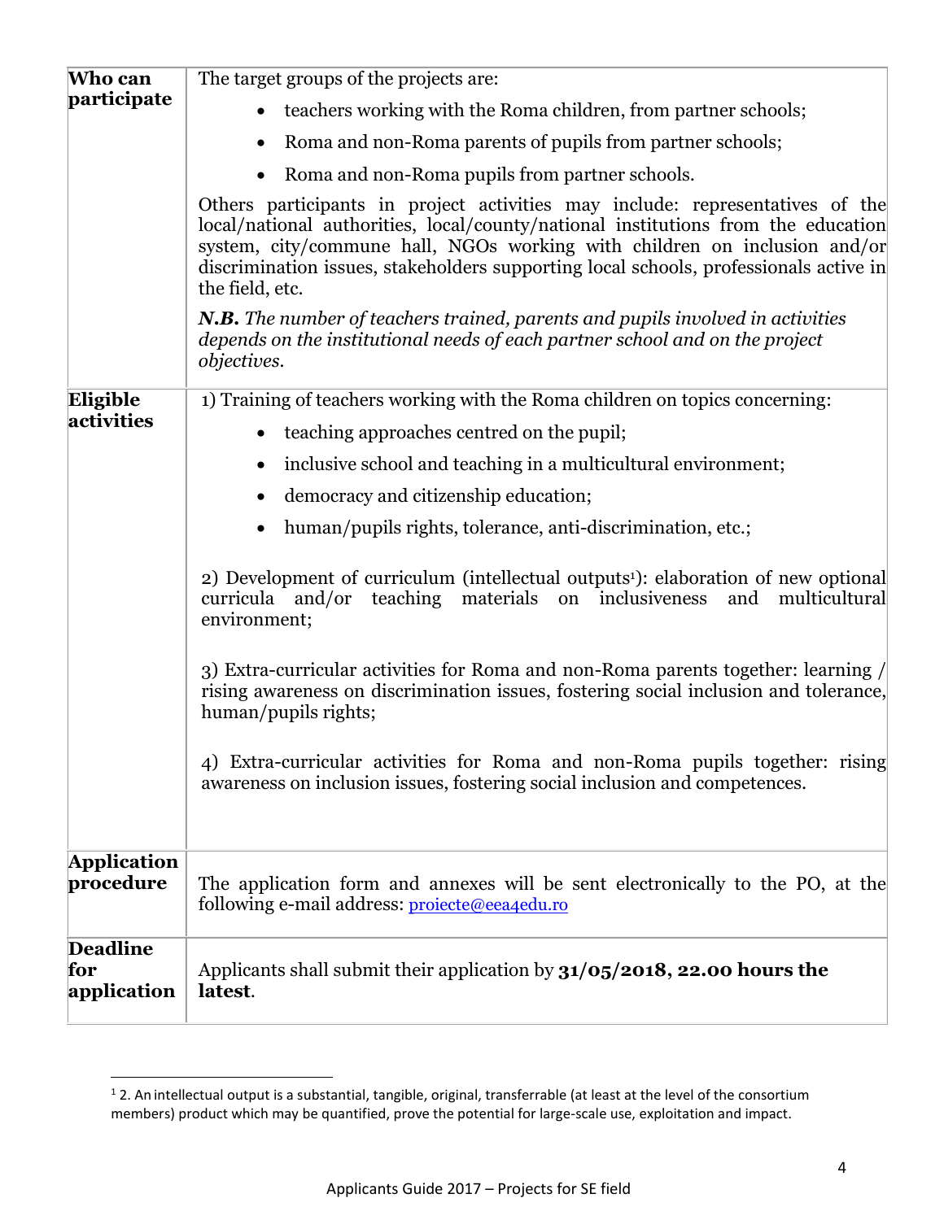| | |
|---|---|
| **Who can participate** | The target groups of the projects are:<br>• teachers working with the Roma children, from partner schools;<br>• Roma and non-Roma parents of pupils from partner schools;<br>• Roma and non-Roma pupils from partner schools.<br><br>Others participants in project activities may include: representatives of the local/national authorities, local/county/national institutions from the education system, city/commune hall, NGOs working with children on inclusion and/or discrimination issues, stakeholders supporting local schools, professionals active in the field, etc.<br><br>***N.B.*** *The number of teachers trained, parents and pupils involved in activities depends on the institutional needs of each partner school and on the project objectives.* |
| **Eligible activities** | 1) Training of teachers working with the Roma children on topics concerning:<br>• teaching approaches centred on the pupil;<br>• inclusive school and teaching in a multicultural environment;<br>• democracy and citizenship education;<br>• human/pupils rights, tolerance, anti-discrimination, etc.;<br><br>2) Development of curriculum (intellectual outputs[1]): elaboration of new optional curricula and/or teaching materials on inclusiveness and multicultural environment;<br><br>3) Extra-curricular activities for Roma and non-Roma parents together: learning / rising awareness on discrimination issues, fostering social inclusion and tolerance, human/pupils rights;<br><br>4) Extra-curricular activities for Roma and non-Roma pupils together: rising awareness on inclusion issues, fostering social inclusion and competences. |
| **Application procedure** | The application form and annexes will be sent electronically to the PO, at the following e-mail address: proiecte@eea4edu.ro |
| **Deadline for application** | Applicants shall submit their application by **31/05/2018, 22.00 hours the latest**. |

[1] 2. An intellectual output is a substantial, tangible, original, transferrable (at least at the level of the consortium members) product which may be quantified, prove the potential for large-scale use, exploitation and impact.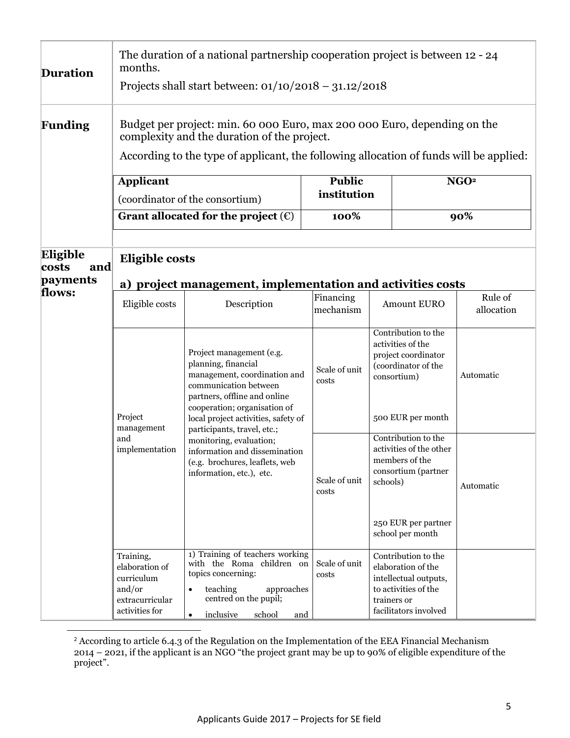| | |
|---|---|
| **Duration** | The duration of a national partnership cooperation project is between 12 - 24 months.<br>Projects shall start between: 01/10/2018 – 31.12/2018 |
| **Funding** | Budget per project: min. 60 000 Euro, max 200 000 Euro, depending on the complexity and the duration of the project.<br>According to the type of applicant, the following allocation of funds will be applied: |

| **Applicant** (coordinator of the consortium) | **Public institution** | **NGO**[2] |
|---|---|---|
| **Grant allocated for the project (€)** | **100%** | **90%** |

**Eligible costs and payments flows:**

**Eligible costs**

**a) project management, implementation and activities costs**

| Eligible costs | Description | Financing mechanism | Amount EURO | Rule of allocation |
|---|---|---|---|---|
| Project management and implementation | Project management (e.g. planning, financial management, coordination and communication between partners, offline and online cooperation; organisation of local project activities, safety of participants, travel, etc.; monitoring, evaluation; information and dissemination (e.g. brochures, leaflets, web information, etc.), etc. | Scale of unit costs | Contribution to the activities of the project coordinator (coordinator of the consortium)<br><br>500 EUR per month | Automatic |
| | | Scale of unit costs | Contribution to the activities of the other members of the consortium (partner schools)<br><br>250 EUR per partner school per month | Automatic |
| Training, elaboration of curriculum and/or extracurricular activities for | 1) Training of teachers working with the Roma children on topics concerning:<br>• teaching approaches centred on the pupil;<br>• inclusive school and | Scale of unit costs | Contribution to the elaboration of the intellectual outputs, to activities of the trainers or facilitators involved | |

[2] According to article 6.4.3 of the Regulation on the Implementation of the EEA Financial Mechanism 2014 – 2021, if the applicant is an NGO "the project grant may be up to 90% of eligible expenditure of the project".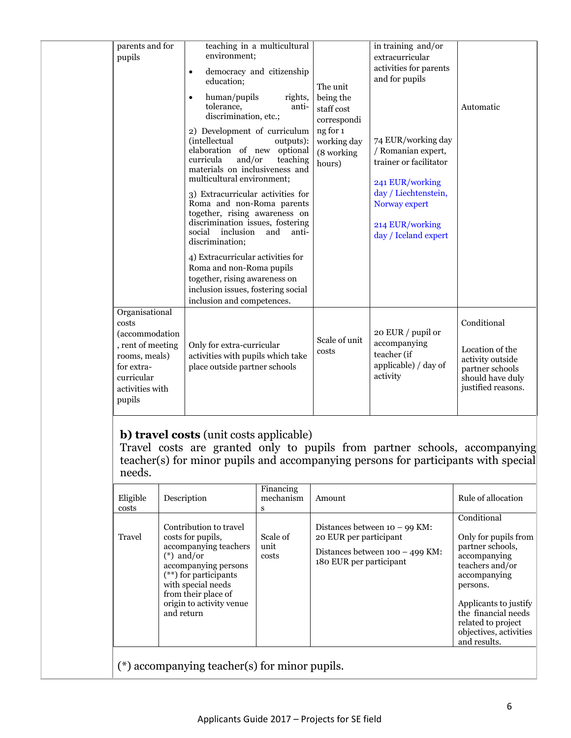| | | | | |
|---|---|---|---|---|
| parents and for pupils | teaching in a multicultural environment;<br>• democracy and citizenship education;<br>• human/pupils rights, tolerance, anti-discrimination, etc.;<br>2) Development of curriculum (intellectual outputs): elaboration of new optional curricula and/or teaching materials on inclusiveness and multicultural environment;<br>3) Extracurricular activities for Roma and non-Roma parents together, rising awareness on discrimination issues, fostering social inclusion and anti-discrimination;<br>4) Extracurricular activities for Roma and non-Roma pupils together, rising awareness on inclusion issues, fostering social inclusion and competences. | The unit being the staff cost corresponding for 1 working day (8 working hours) | in training and/or extracurricular activities for parents and for pupils<br><br>74 EUR/working day / Romanian expert, trainer or facilitator<br><br>241 EUR/working day / Liechtenstein, Norway expert<br><br>214 EUR/working day / Iceland expert | Automatic |
| Organisational costs (accommodation, rent of meeting rooms, meals) for extra-curricular activities with pupils | Only for extra-curricular activities with pupils which take place outside partner schools | Scale of unit costs | 20 EUR / pupil or accompanying teacher (if applicable) / day of activity | Conditional<br><br>Location of the activity outside partner schools should have duly justified reasons. |

**b) travel costs** (unit costs applicable)

Travel costs are granted only to pupils from partner schools, accompanying teacher(s) for minor pupils and accompanying persons for participants with special needs.

| Eligible costs | Description | Financing mechanisms | Amount | Rule of allocation |
|---|---|---|---|---|
| Travel | Contribution to travel costs for pupils, accompanying teachers (*) and/or accompanying persons (**) for participants with special needs from their place of origin to activity venue and return | Scale of unit costs | Distances between 10 – 99 KM: 20 EUR per participant<br><br>Distances between 100 – 499 KM: 180 EUR per participant | Conditional<br><br>Only for pupils from partner schools, accompanying teachers and/or accompanying persons.<br><br>Applicants to justify the financial needs related to project objectives, activities and results. |

(*) accompanying teacher(s) for minor pupils.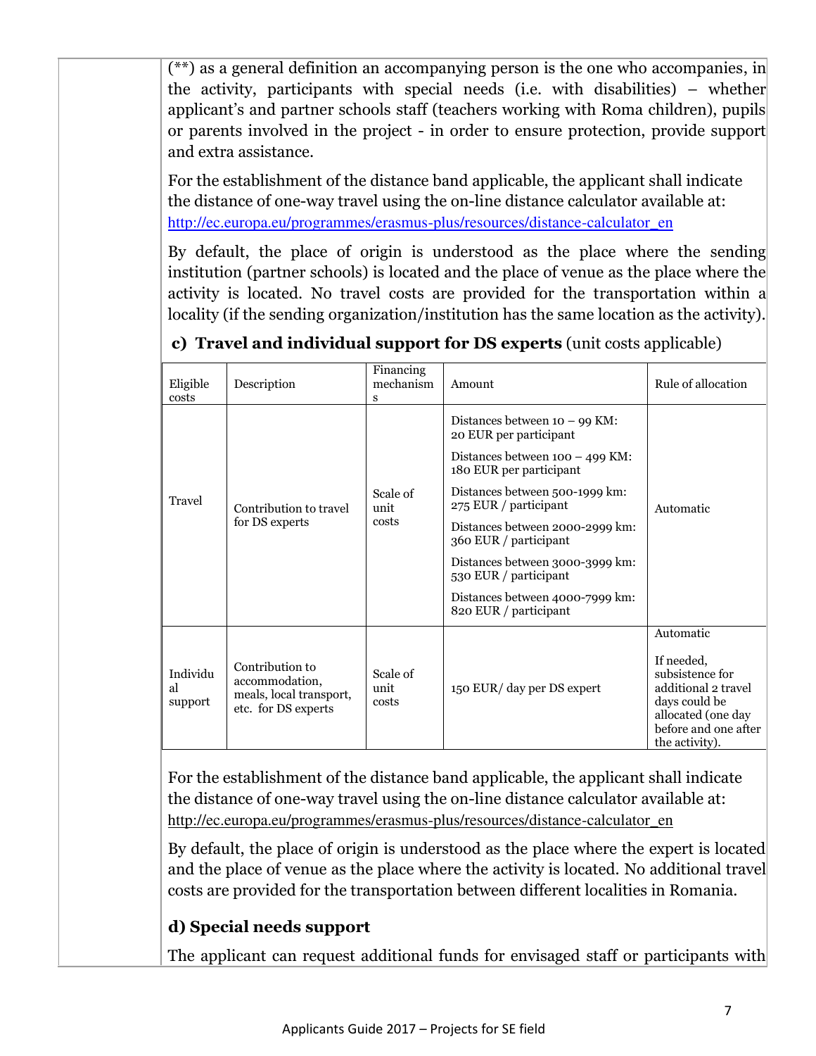(**) as a general definition an accompanying person is the one who accompanies, in the activity, participants with special needs (i.e. with disabilities) – whether applicant's and partner schools staff (teachers working with Roma children), pupils or parents involved in the project - in order to ensure protection, provide support and extra assistance.

For the establishment of the distance band applicable, the applicant shall indicate the distance of one-way travel using the on-line distance calculator available at: http://ec.europa.eu/programmes/erasmus-plus/resources/distance-calculator_en

By default, the place of origin is understood as the place where the sending institution (partner schools) is located and the place of venue as the place where the activity is located. No travel costs are provided for the transportation within a locality (if the sending organization/institution has the same location as the activity).

**c) Travel and individual support for DS experts** (unit costs applicable)

| Eligible costs | Description | Financing mechanisms | Amount | Rule of allocation |
|---|---|---|---|---|
| Travel | Contribution to travel for DS experts | Scale of unit costs | Distances between 10 – 99 KM: 20 EUR per participant<br>Distances between 100 – 499 KM: 180 EUR per participant<br>Distances between 500-1999 km: 275 EUR / participant<br>Distances between 2000-2999 km: 360 EUR / participant<br>Distances between 3000-3999 km: 530 EUR / participant<br>Distances between 4000-7999 km: 820 EUR / participant | Automatic |
| Individual support | Contribution to accommodation, meals, local transport, etc. for DS experts | Scale of unit costs | 150 EUR/ day per DS expert | Automatic<br><br>If needed, subsistence for additional 2 travel days could be allocated (one day before and one after the activity). |

For the establishment of the distance band applicable, the applicant shall indicate the distance of one-way travel using the on-line distance calculator available at: http://ec.europa.eu/programmes/erasmus-plus/resources/distance-calculator_en

By default, the place of origin is understood as the place where the expert is located and the place of venue as the place where the activity is located. No additional travel costs are provided for the transportation between different localities in Romania.

**d) Special needs support**

The applicant can request additional funds for envisaged staff or participants with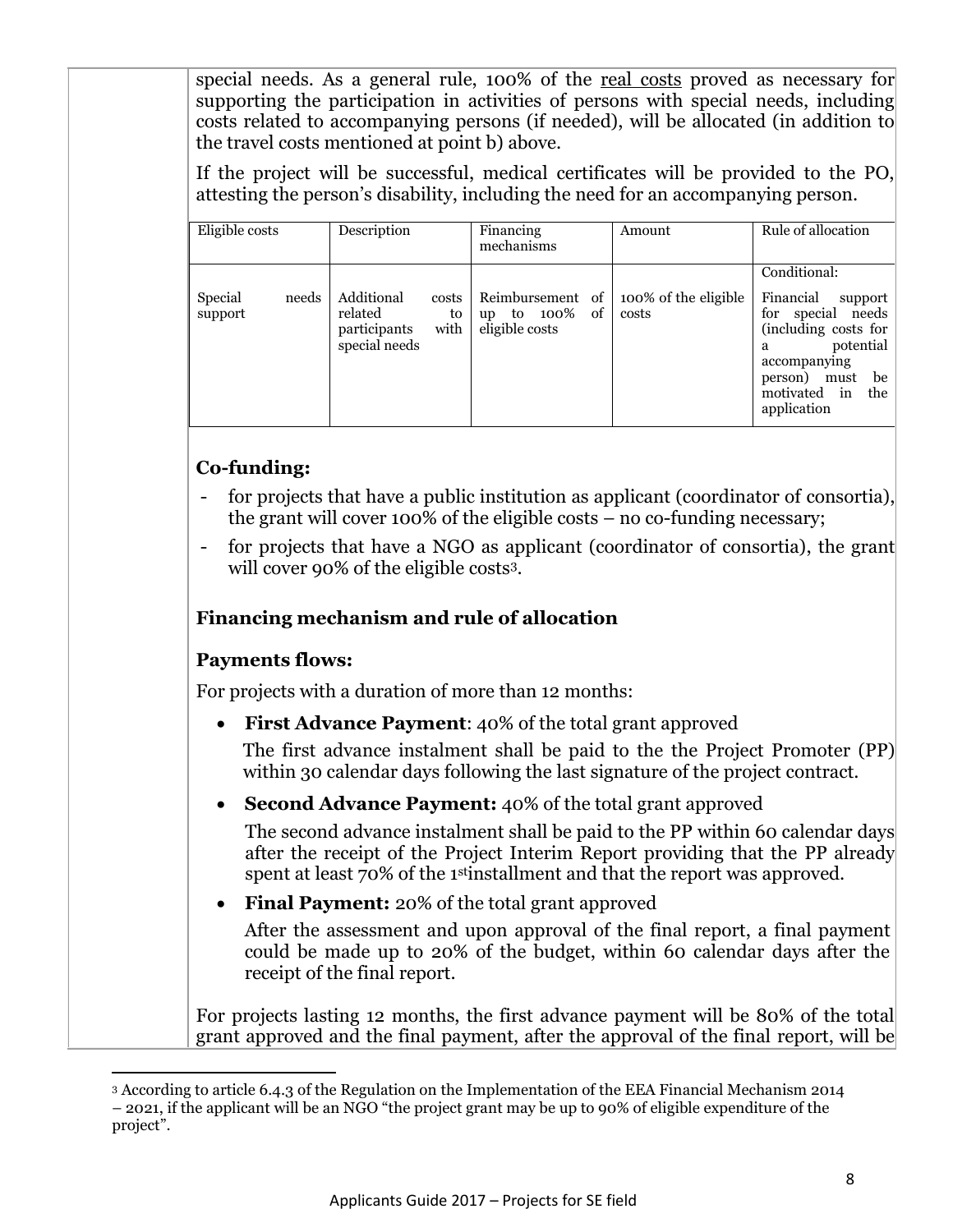special needs. As a general rule, 100% of the real costs proved as necessary for supporting the participation in activities of persons with special needs, including costs related to accompanying persons (if needed), will be allocated (in addition to the travel costs mentioned at point b) above.

If the project will be successful, medical certificates will be provided to the PO, attesting the person's disability, including the need for an accompanying person.

| Eligible costs | Description | Financing mechanisms | Amount | Rule of allocation |
|---|---|---|---|---|
| Special needs support | Additional costs related to participants with special needs | Reimbursement of up to 100% of eligible costs | 100% of the eligible costs | Conditional: Financial support for special needs (including costs for a potential accompanying person) must be motivated in the application |

### Co-funding:

- for projects that have a public institution as applicant (coordinator of consortia), the grant will cover 100% of the eligible costs – no co-funding necessary;
- for projects that have a NGO as applicant (coordinator of consortia), the grant will cover 90% of the eligible costs[3].

### Financing mechanism and rule of allocation

### Payments flows:

For projects with a duration of more than 12 months:

- **First Advance Payment**: 40% of the total grant approved

  The first advance instalment shall be paid to the the Project Promoter (PP) within 30 calendar days following the last signature of the project contract.

- **Second Advance Payment:** 40% of the total grant approved

  The second advance instalment shall be paid to the PP within 60 calendar days after the receipt of the Project Interim Report providing that the PP already spent at least 70% of the 1st installment and that the report was approved.

- **Final Payment:** 20% of the total grant approved

  After the assessment and upon approval of the final report, a final payment could be made up to 20% of the budget, within 60 calendar days after the receipt of the final report.

For projects lasting 12 months, the first advance payment will be 80% of the total grant approved and the final payment, after the approval of the final report, will be

[3] According to article 6.4.3 of the Regulation on the Implementation of the EEA Financial Mechanism 2014 – 2021, if the applicant will be an NGO "the project grant may be up to 90% of eligible expenditure of the project".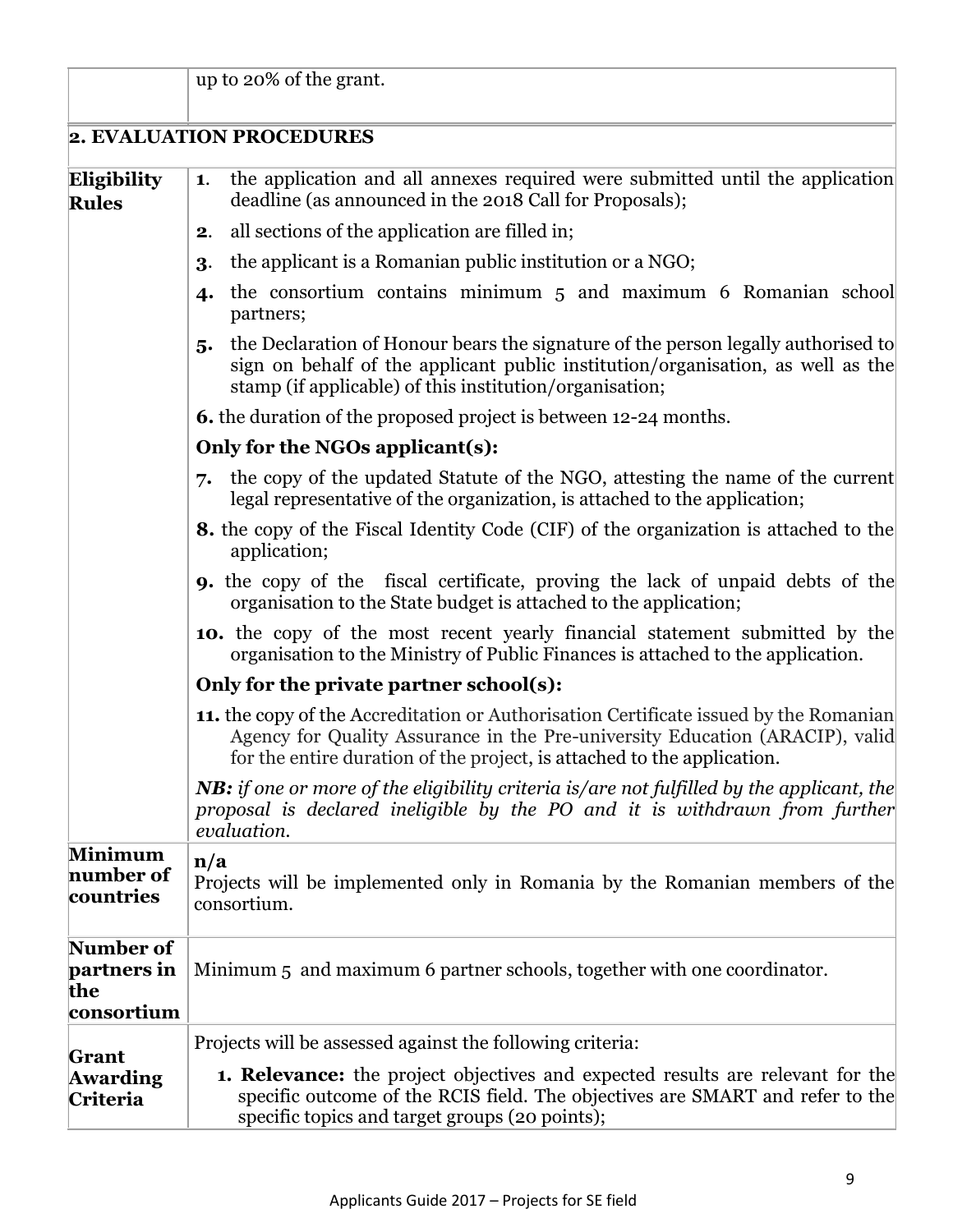| | |
|---|---|
| | up to 20% of the grant. |
| **2. EVALUATION PROCEDURES** | |
| **Eligibility Rules** | **1**. the application and all annexes required were submitted until the application deadline (as announced in the 2018 Call for Proposals);<br>**2**. all sections of the application are filled in;<br>**3**. the applicant is a Romanian public institution or a NGO;<br>**4.** the consortium contains minimum 5 and maximum 6 Romanian school partners;<br>**5.** the Declaration of Honour bears the signature of the person legally authorised to sign on behalf of the applicant public institution/organisation, as well as the stamp (if applicable) of this institution/organisation;<br>**6.** the duration of the proposed project is between 12-24 months.<br>**Only for the NGOs applicant(s):**<br>**7.** the copy of the updated Statute of the NGO, attesting the name of the current legal representative of the organization, is attached to the application;<br>**8.** the copy of the Fiscal Identity Code (CIF) of the organization is attached to the application;<br>**9.** the copy of the fiscal certificate, proving the lack of unpaid debts of the organisation to the State budget is attached to the application;<br>**10.** the copy of the most recent yearly financial statement submitted by the organisation to the Ministry of Public Finances is attached to the application.<br>**Only for the private partner school(s):**<br>**11.** the copy of the Accreditation or Authorisation Certificate issued by the Romanian Agency for Quality Assurance in the Pre-university Education (ARACIP), valid for the entire duration of the project, is attached to the application.<br>***NB:*** *if one or more of the eligibility criteria is/are not fulfilled by the applicant, the proposal is declared ineligible by the PO and it is withdrawn from further evaluation.* |
| **Minimum number of countries** | **n/a**<br>Projects will be implemented only in Romania by the Romanian members of the consortium. |
| **Number of partners in the consortium** | Minimum 5 and maximum 6 partner schools, together with one coordinator. |
| **Grant Awarding Criteria** | Projects will be assessed against the following criteria:<br>**1. Relevance:** the project objectives and expected results are relevant for the specific outcome of the RCIS field. The objectives are SMART and refer to the specific topics and target groups (20 points); |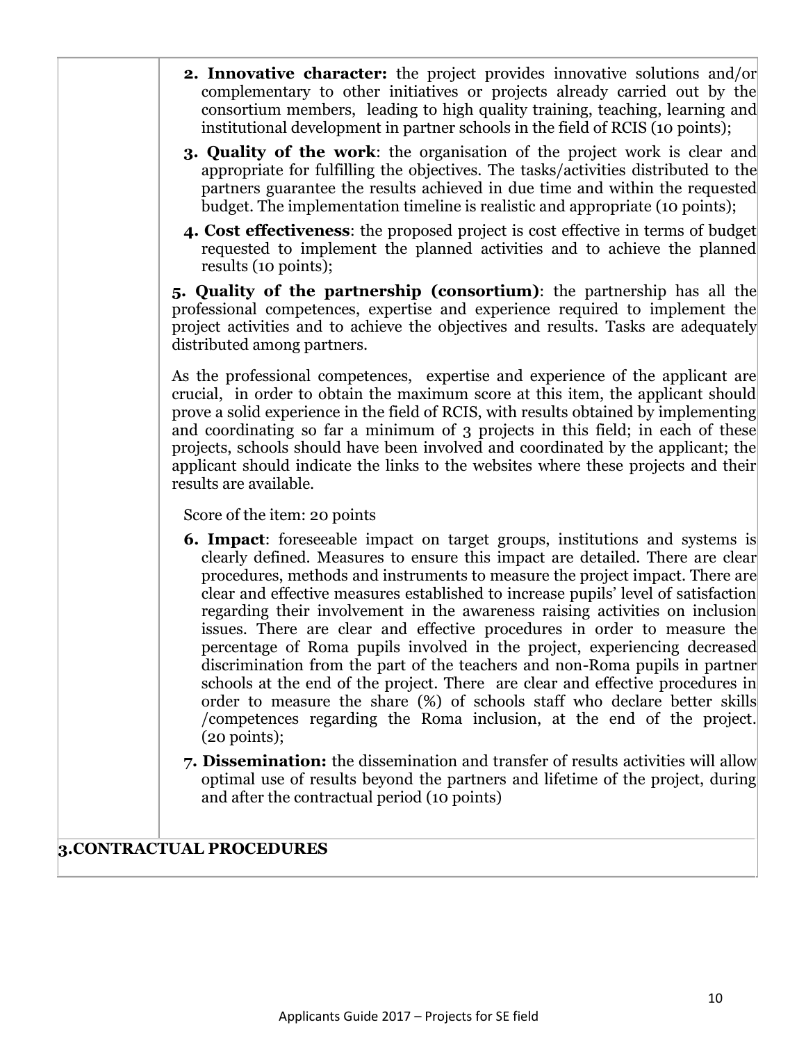| | |
|---|---|
| | **2. Innovative character:** the project provides innovative solutions and/or complementary to other initiatives or projects already carried out by the consortium members, leading to high quality training, teaching, learning and institutional development in partner schools in the field of RCIS (10 points);<br><br>**3. Quality of the work**: the organisation of the project work is clear and appropriate for fulfilling the objectives. The tasks/activities distributed to the partners guarantee the results achieved in due time and within the requested budget. The implementation timeline is realistic and appropriate (10 points);<br><br>**4. Cost effectiveness**: the proposed project is cost effective in terms of budget requested to implement the planned activities and to achieve the planned results (10 points);<br><br>**5. Quality of the partnership (consortium)**: the partnership has all the professional competences, expertise and experience required to implement the project activities and to achieve the objectives and results. Tasks are adequately distributed among partners.<br><br>As the professional competences, expertise and experience of the applicant are crucial, in order to obtain the maximum score at this item, the applicant should prove a solid experience in the field of RCIS, with results obtained by implementing and coordinating so far a minimum of 3 projects in this field; in each of these projects, schools should have been involved and coordinated by the applicant; the applicant should indicate the links to the websites where these projects and their results are available.<br><br>Score of the item: 20 points<br><br>**6. Impact**: foreseeable impact on target groups, institutions and systems is clearly defined. Measures to ensure this impact are detailed. There are clear procedures, methods and instruments to measure the project impact. There are clear and effective measures established to increase pupils' level of satisfaction regarding their involvement in the awareness raising activities on inclusion issues. There are clear and effective procedures in order to measure the percentage of Roma pupils involved in the project, experiencing decreased discrimination from the part of the teachers and non-Roma pupils in partner schools at the end of the project. There are clear and effective procedures in order to measure the share (%) of schools staff who declare better skills /competences regarding the Roma inclusion, at the end of the project. (20 points);<br><br>**7. Dissemination:** the dissemination and transfer of results activities will allow optimal use of results beyond the partners and lifetime of the project, during and after the contractual period (10 points) |
| **3.CONTRACTUAL PROCEDURES** | |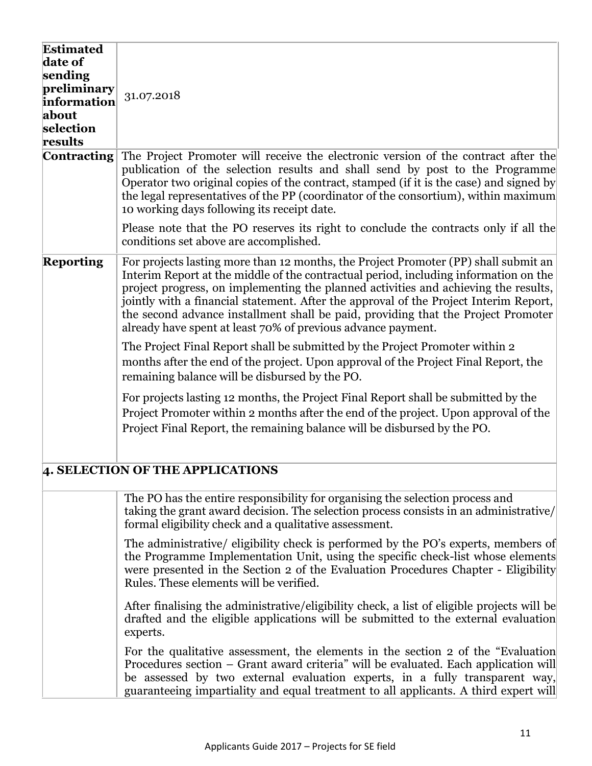| | |
|---|---|
| **Estimated date of sending preliminary information about selection results** | 31.07.2018 |
| **Contracting** | The Project Promoter will receive the electronic version of the contract after the publication of the selection results and shall send by post to the Programme Operator two original copies of the contract, stamped (if it is the case) and signed by the legal representatives of the PP (coordinator of the consortium), within maximum 10 working days following its receipt date.<br><br>Please note that the PO reserves its right to conclude the contracts only if all the conditions set above are accomplished. |
| **Reporting** | For projects lasting more than 12 months, the Project Promoter (PP) shall submit an Interim Report at the middle of the contractual period, including information on the project progress, on implementing the planned activities and achieving the results, jointly with a financial statement. After the approval of the Project Interim Report, the second advance installment shall be paid, providing that the Project Promoter already have spent at least 70% of previous advance payment.<br><br>The Project Final Report shall be submitted by the Project Promoter within 2 months after the end of the project. Upon approval of the Project Final Report, the remaining balance will be disbursed by the PO.<br><br>For projects lasting 12 months, the Project Final Report shall be submitted by the Project Promoter within 2 months after the end of the project. Upon approval of the Project Final Report, the remaining balance will be disbursed by the PO. |

## 4. SELECTION OF THE APPLICATIONS

| | |
|---|---|
| | The PO has the entire responsibility for organising the selection process and taking the grant award decision. The selection process consists in an administrative/ formal eligibility check and a qualitative assessment.<br><br>The administrative/ eligibility check is performed by the PO's experts, members of the Programme Implementation Unit, using the specific check-list whose elements were presented in the Section 2 of the Evaluation Procedures Chapter - Eligibility Rules. These elements will be verified.<br><br>After finalising the administrative/eligibility check, a list of eligible projects will be drafted and the eligible applications will be submitted to the external evaluation experts.<br><br>For the qualitative assessment, the elements in the section 2 of the "Evaluation Procedures section – Grant award criteria" will be evaluated. Each application will be assessed by two external evaluation experts, in a fully transparent way, guaranteeing impartiality and equal treatment to all applicants. A third expert will |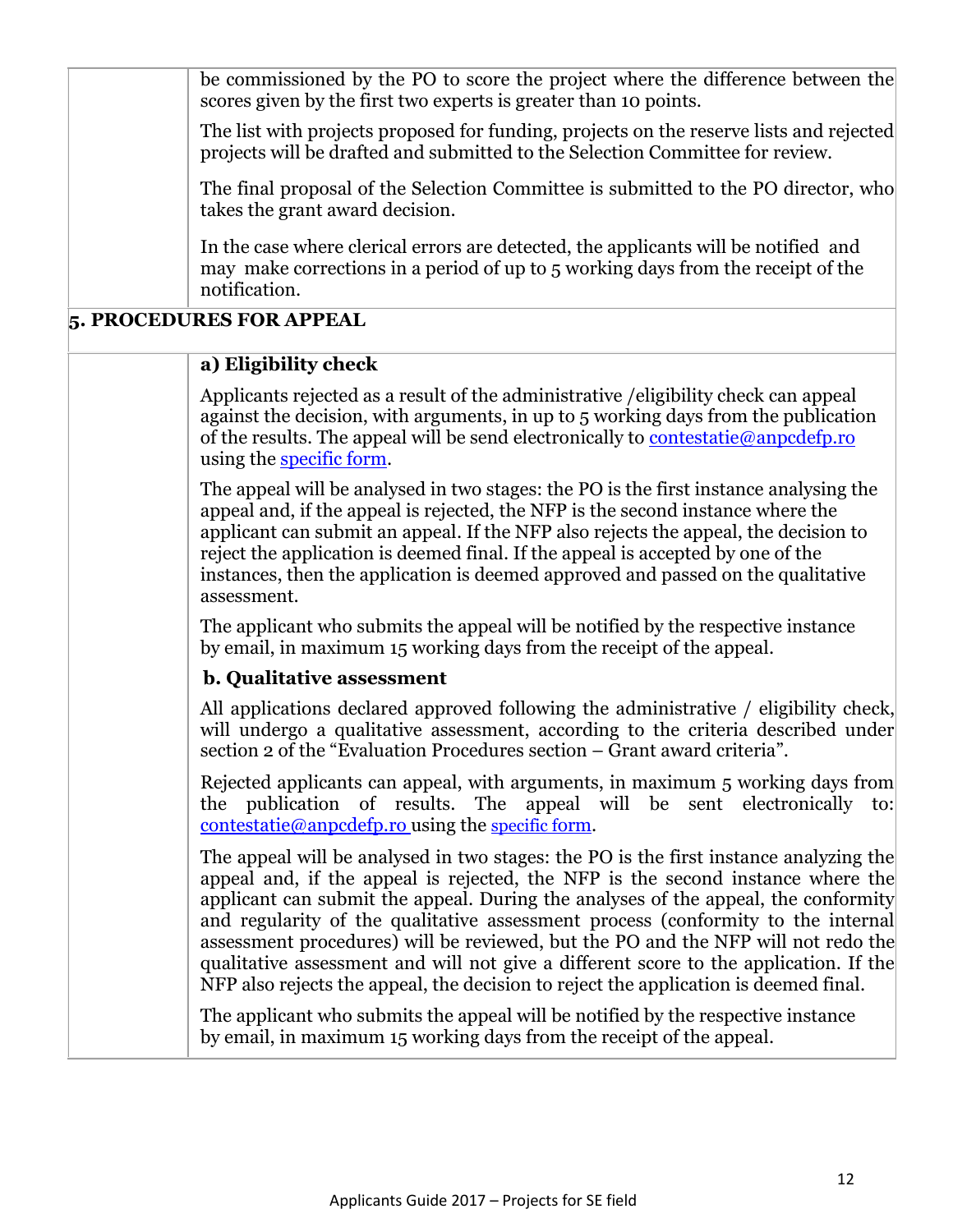be commissioned by the PO to score the project where the difference between the scores given by the first two experts is greater than 10 points.

The list with projects proposed for funding, projects on the reserve lists and rejected projects will be drafted and submitted to the Selection Committee for review.

The final proposal of the Selection Committee is submitted to the PO director, who takes the grant award decision.

In the case where clerical errors are detected, the applicants will be notified and may make corrections in a period of up to 5 working days from the receipt of the notification.

## 5. PROCEDURES FOR APPEAL

### a) Eligibility check

Applicants rejected as a result of the administrative /eligibility check can appeal against the decision, with arguments, in up to 5 working days from the publication of the results. The appeal will be send electronically to contestatie@anpcdefp.ro using the specific form.

The appeal will be analysed in two stages: the PO is the first instance analysing the appeal and, if the appeal is rejected, the NFP is the second instance where the applicant can submit an appeal. If the NFP also rejects the appeal, the decision to reject the application is deemed final. If the appeal is accepted by one of the instances, then the application is deemed approved and passed on the qualitative assessment.

The applicant who submits the appeal will be notified by the respective instance by email, in maximum 15 working days from the receipt of the appeal.

### b. Qualitative assessment

All applications declared approved following the administrative / eligibility check, will undergo a qualitative assessment, according to the criteria described under section 2 of the "Evaluation Procedures section – Grant award criteria".

Rejected applicants can appeal, with arguments, in maximum 5 working days from the publication of results. The appeal will be sent electronically to: contestatie@anpcdefp.ro using the specific form.

The appeal will be analysed in two stages: the PO is the first instance analyzing the appeal and, if the appeal is rejected, the NFP is the second instance where the applicant can submit the appeal. During the analyses of the appeal, the conformity and regularity of the qualitative assessment process (conformity to the internal assessment procedures) will be reviewed, but the PO and the NFP will not redo the qualitative assessment and will not give a different score to the application. If the NFP also rejects the appeal, the decision to reject the application is deemed final.

The applicant who submits the appeal will be notified by the respective instance by email, in maximum 15 working days from the receipt of the appeal.